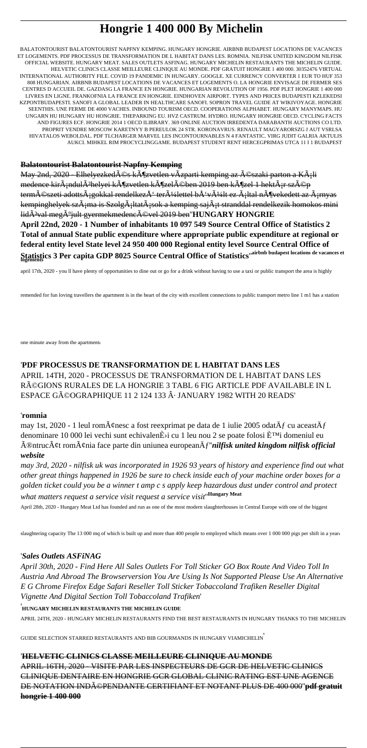# Hongrie 1 400 000 By Michelin

BALATONTOURIST BALATONTOURIST NAPFNY KEMPING. HUNGARY HONGRIE. AIRBNB BUDAPEST LOCATIONS DE VACANCES ET LOGEMENTS. PDF PROCESSUS DE TRANSFORMATION DE L HABITAT DANS LES. ROMNIA. NILFISK UNITED KINGDOM NILFISK OFFICIAL WEBSITE. HUNGARY MEAT. SALES OUTLETS ASFINAG. HUNGARY MICHELIN RESTAURANTS THE MICHELIN GUIDE. HELVETIC CLINICS CLASSE MEILLEURE CLINIQUE AU MONDE. PDF GRATUIT HONGRIE 1 400 000. 30352476 VIRTUAL INTERNATIONAL AUTHORITY FILE. COVID 19 PANDEMIC IN HUNGARY. GOOGLE. XE CURRENCY CONVERTER 1 EUR TO HUF 353 808 HUNGARIAN. AIRBNB BUDAPEST LOCATIONS DE VACANCES ET LOGEMENTS O. LA HONGRIE ENVISAGE DE FERMER SES CENTRES D ACCUEIL DE. GAZDASG LA FRANCE EN HONGRIE. HUNGARIAN REVOLUTION OF 1956. PDF PLET HONGRIE 1 400 000 LIVRES EN LIGNE. FRANKOFNIA LA FRANCE EN HONGRIE. EINDHOVEN AIRPORT. TYPES AND PRICES BUDAPESTI KZLEKEDSI KZPONTBUDAPESTI. SANOFI A GLOBAL LEADER IN HEALTHCARE SANOFI. SOPRON TRAVEL GUIDE AT WIKIVOYAGE. HONGRIE SEENTHIS. UNE FERME DE 4000 VACHES. INBOUND TOURISM OECD. COOPERATIONS ALPHABET. HUNGARY MANYMAPS. HU UNGARN HU HUNGARY HU HONGRIE. THEPARKING EU. HVZ CASTRUM. HYDRO. HUNGARY HONGRIE OECD. CYCLING FACTS AND FIGURES ECF. HONGRIE 2014 1 OECD ILIBRARY. 369 ONLINE AUCTION IRREDENTA DARABANTH AUCTIONS CO LTD. PROPRIT VENDRE MOSCOW KARETNYY B PEREULOK 24 STR. KORONAVRUS. RENAULT MAGYARORSZG J AUT VSRLSA HIVATALOS WEBOLDAL. PDF TLCHARGER MARVEL LES INCONTOURNABLES N 4 FANTASTIC. VIRG JUDIT GALRIA AKTULIS AUKCI. MIHKEL RIM PROCYCLINGGAME. BUDAPEST STUDENT RENT HERCEGPRIMAS UTCA 11 I 1 BUDAPEST

**Balatontourist Balatontourist Napfny Kemping**

May 2nd, 2020 - Elhelyezkedés környezet vízparti kemping az északi parton a Káli medence kirándulóhelyei környezet környékén 2019 ben közel 1 hektár szép természeti adottságokkal rendelkező területtel bővült ez által növekedett az árnyas kempinghelyek száma is Szolgáltatások a kemping saját stranddal rendelkezik homokos mini lidóval megújult gyermekmedencével 2019 ben''**HUNGARY HONGRIE**

**April 22nd, 2020 - 1 Number of inhabitants 10 097 549 Source Central Office of Statistics 2 Total of annual State public expenditure where appropriate public expenditure at regional or federal entity level State level 24 950 400 000 Regional entity level Source Central Office of Statistics 3 Per capita GDP 8025 Source Central Office of Statistics**''**airbnb budapest locations de vacances et logements**

april 17th, 2020 - you ll have plenty of opportunities to dine out or go for a drink without having to use a taxi or public transport the area is highly remended for fun loving travellers the apartment is in the heart of the city with excellent connections to public transport metro line 1 m1 has a station one minute away from the apartment'

'**PDF PROCESSUS DE TRANSFORMATION DE L HABITAT DANS LES**

APRIL 14TH, 2020 - PROCESSUS DE TRANSFORMATION DE L HABITAT DANS LES RÉGIONS RURALES DE LA HONGRIE 3 TABL 6 FIG ARTICLE PDF AVAILABLE IN L ESPACE GÉOGRAPHIQUE 11 2 124 133 · JANUARY 1982 WITH 20 READS'

'**romnia**

may 1st, 2020 - 1 leul românesc a fost reexprimat pe data de 1 iulie 2005 odată cu această denominare 10 000 lei vechi sunt echivalenți cu 1 leu nou 2 se poate folosi și domeniul eu întrucât românia face parte din uniunea europeană''***nilfisk united kingdom nilfisk official website***

*may 3rd, 2020 - nilfisk uk was incorporated in 1926 93 years of history and experience find out what other great things happened in 1926 be sure to check inside each of your machine order boxes for a golden ticket could you be a winner t amp c s apply keep hazardous dust under control and protect what matters request a service visit request a service visit*''**Hungary Meat**

April 28th, 2020 - Hungary Meat Ltd has founded and run as one of the most modern slaughterhouses in Central Europe with one of the biggest slaughtering capacity The 13 000 mq of which is built up and more than 400 people to employed which means over 1 000 000 pigs per shift in a year'

'***Sales Outlets ASFiNAG***

*April 30th, 2020 - Find Here All Sales Outlets For Toll Sticker GO Box Route And Video Toll In Austria And Abroad The Browserversion You Are Using Is Not Supported Please Use An Alternative E G Chrome Firefox Edge Safari Reseller Toll Sticker Tobaccoland Trafiken Reseller Digital Vignette And Digital Section Toll Tobaccoland Trafiken*'

'**HUNGARY MICHELIN RESTAURANTS THE MICHELIN GUIDE**

APRIL 24TH, 2020 - HUNGARY MICHELIN RESTAURANTS FIND THE BEST RESTAURANTS IN HUNGARY THANKS TO THE MICHELIN GUIDE SELECTION STARRED RESTAURANTS AND BIB GOURMANDS IN HUNGARY VIAMICHELIN'

'**HELVETIC CLINICS CLASSE MEILLEURE CLINIQUE AU MONDE**

APRIL 16TH, 2020 - VISITE PAR LES INSPECTEURS DE GCR DE HELVETIC CLINICS CLINIQUE DENTAIRE EN HONGRIE GCR GLOBAL CLINIC RATING EST UNE AGENCE DE NOTATION INDÉPENDANTE CERTIFIANT ET NOTANT PLUS DE 400 000''**pdf gratuit hongrie 1 400 000**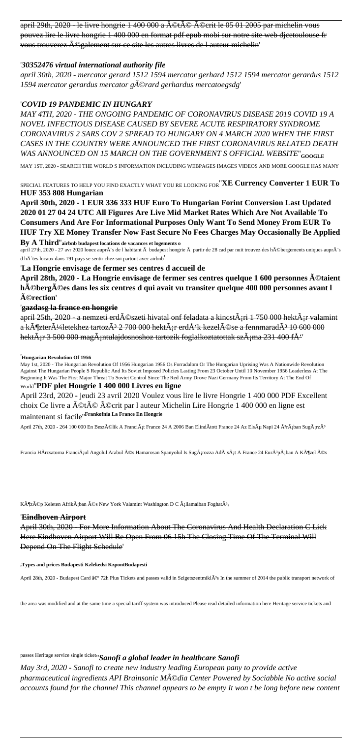april 29th, 2020 - le livre hongrie 1 400 000 a Ã©tÃ© Ã©crit le 05 01 2005 par michelin vous pouvez lire le livre hongrie 1 400 000 en format pdf epub mobi sur notre site web djcetoulouse fr vous trouverez Ã©galement sur ce site les autres livres de l auteur michelin'

'*30352476 virtual international authority file*

*april 30th, 2020 - mercator gerard 1512 1594 mercator gerhard 1512 1594 mercator gerardus 1512 1594 mercator gerardus mercator gÃ©rard gerhardus mercatoegsdg*'

'*COVID 19 PANDEMIC IN HUNGARY*

*MAY 4TH, 2020 - THE ONGOING PANDEMIC OF CORONAVIRUS DISEASE 2019 COVID 19 A NOVEL INFECTIOUS DISEASE CAUSED BY SEVERE ACUTE RESPIRATORY SYNDROME CORONAVIRUS 2 SARS COV 2 SPREAD TO HUNGARY ON 4 MARCH 2020 WHEN THE FIRST CASES IN THE COUNTRY WERE ANNOUNCED THE FIRST CORONAVIRUS RELATED DEATH WAS ANNOUNCED ON 15 MARCH ON THE GOVERNMENT S OFFICIAL WEBSITE*''**GOOGLE**

MAY 1ST, 2020 - SEARCH THE WORLD S INFORMATION INCLUDING WEBPAGES IMAGES VIDEOS AND MORE GOOGLE HAS MANY SPECIAL FEATURES TO HELP YOU FIND EXACTLY WHAT YOU RE LOOKING FOR''**XE Currency Converter 1 EUR To HUF 353 808 Hungarian**

**April 30th, 2020 - 1 EUR 336 333 HUF Euro To Hungarian Forint Conversion Last Updated 2020 01 27 04 24 UTC All Figures Are Live Mid Market Rates Which Are Not Available To Consumers And Are For Informational Purposes Only Want To Send Money From EUR To HUF Try XE Money Transfer Now Fast Secure No Fees Charges May Occasionally Be Applied By A Third**''**airbnb budapest locations de vacances et logements o**

april 27th, 2020 - 27 avr 2020 louez auprÃ¨s de l habitant Ã  budapest hongrie Ã  partir de 28 cad par nuit trouvez des hÃ©bergements uniques auprÃ¨s d hÃ´tes locaux dans 191 pays se sentir chez soi partout avec airbnb'

'**La Hongrie envisage de fermer ses centres d accueil de**

**April 28th, 2020 - La Hongrie envisage de fermer ses centres quelque 1 600 personnes Ã©taient hÃ©bergÃ©es dans les six centres d qui avait vu transiter quelque 400 000 personnes avant l Ã©rection**'

'**gazdasg la france en hongrie**

april 25th, 2020 - a nemzeti erdÃ©szeti hivatal onf feladata a kincstÃ¡ri 1 750 000 hektÃ¡r valamint a kÃ¶zterÃ¼letekhez tartozÃ³ 2 700 000 hektÃ¡r erdÅ'k kezelÃ©se a fennmaradÃ³ 10 600 000 hektÃ¡r 3 500 000 magÃ¡ntulajdosnoshoz tartozik foglalkoztatottak szÃ¡ma 231 400 fÅ''

'**Hungarian Revolution Of 1956**

May 1st, 2020 - The Hungarian Revolution Of 1956 Hungarian 1956 Os Forradalom Or The Hungarian Uprising Was A Nationwide Revolution Against The Hungarian People S Republic And Its Soviet Imposed Policies Lasting From 23 October Until 10 November 1956 Leaderless At The Beginning It Was The First Major Threat To Soviet Control Since The Red Army Drove Nazi Germany From Its Territory At The End Of World''**PDF plet Hongrie 1 400 000 Livres en ligne**

April 23rd, 2020 - jeudi 23 avril 2020 Voulez vous lire le livre Hongrie 1 400 000 PDF Excellent choix Ce livre a Ã©tÃ© Ã©crit par l auteur Michelin Lire Hongrie 1 400 000 en ligne est maintenant si facile''**Frankofnia La France En Hongrie**

April 27th, 2020 - 264 100 000 En BeszÃ©lik A FranciÃ¡t France 24 A 2006 Ban ElindÃtott France 24 Az ElsÅ Napi 24 Ã³rÃ¡ban SugÃ¡rzÃ³ Francia HÃrcsatorna FranciÃ¡ul Angolul Arabul Ã©s Hamarosan Spanyolul Is SugÃ¡rozza AdÃ¡sÃ¡t A France 24 EurÃ³pÃ¡ban A KÃ¶zel Ã©s KÃ¶zÃ©p Keleten AfrikÃ¡ban Ã©s New York Valamint Washington D C Ã¡llamaiban FoghatÃ³'

'**Eindhoven Airport**

April 30th, 2020 - For More Information About The Coronavirus And Health Declaration C Lick Here Eindhoven Airport Will Be Open From 06 15h The Closing Time Of The Terminal Will Depend On The Flight Schedule'

'**Types and prices Budapesti Kzlekedsi KzpontBudapesti**

April 28th, 2020 - Budapest Card â€" 72h Plus Tickets and passes valid in SzigetszentmiklÃ³s In the summer of 2014 the public transport network of the area was modified and at the same time a special tariff system was introduced Please read detailed information here Heritage service tickets and passes Heritage service single ticket''***Sanofi a global leader in healthcare Sanofi***

*May 3rd, 2020 - Sanofi to create new industry leading European pany to provide active pharmaceutical ingredients API Brainsonic MÃ©dia Center Powered by Sociabble No active social accounts found for the channel This channel appears to be empty It won t be long before new content*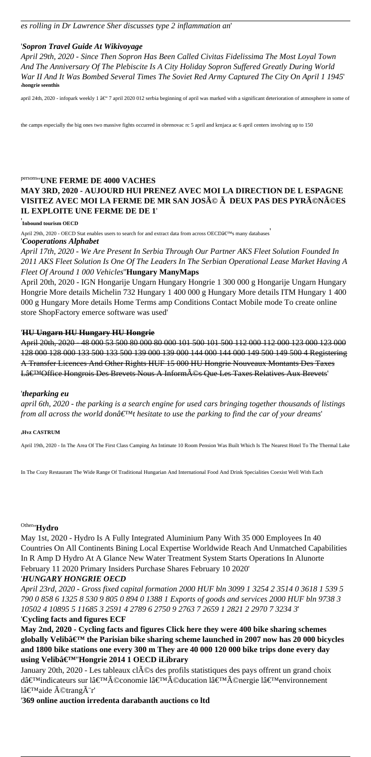*es rolling in Dr Lawrence Sher discusses type 2 inflammation an*'

'***Sopron Travel Guide At Wikivoyage***

*April 29th, 2020 - Since Then Sopron Has Been Called Civitas Fidelissima The Most Loyal Town And The Anniversary Of The Plebiscite Is A City Holiday Sopron Suffered Greatly During World War II And It Was Bombed Several Times The Soviet Red Army Captured The City On April 1 1945*'

'**hongrie seenthis**

april 24th, 2020 - infopark weekly 1 â€" 7 april 2020 012 serbia beginning of april was marked with a significant deterioration of atmosphere in some of the camps especially the big ones two massive fights occurred in obrenovac rc 5 april and krnjaca ac 6 april centers involving up to 150 persons''

**UNE FERME DE 4000 VACHES**

**MAY 3RD, 2020 - AUJOURD HUI PRENEZ AVEC MOI LA DIRECTION DE L ESPAGNE VISITEZ AVEC MOI LA FERME DE MR SAN JOSÃ© Ã DEUX PAS DES PYRÃ©NÃ©ES IL EXPLOITE UNE FERME DE DE 1**'

'**Inbound tourism OECD**

April 29th, 2020 - OECD Stat enables users to search for and extract data from across OECDâ€™s many databases'

'***Cooperations Alphabet***

*April 17th, 2020 - We Are Present In Serbia Through Our Partner AKS Fleet Solution Founded In 2011 AKS Fleet Solution Is One Of The Leaders In The Serbian Operational Lease Market Having A Fleet Of Around 1 000 Vehicles*''**Hungary ManyMaps**

April 20th, 2020 - IGN Hongarije Ungarn Hungary Hongrie 1 300 000 g Hongarije Ungarn Hungary Hongrie More details Michelin 732 Hungary 1 400 000 g Hungary More details ITM Hungary 1 400 000 g Hungary More details Home Terms amp Conditions Contact Mobile mode To create online store ShopFactory emerce software was used'

'**HU Ungarn HU Hungary HU Hongrie**

~~April 20th, 2020 - 48 000 53 500 80 000 80 000 101 500 101 500 112 000 112 000 123 000 123 000 128 000 128 000 133 500 133 500 139 000 139 000 144 000 144 000 149 500 149 500 4 Registering A Transfer Licences And Other Rights HUF 15 000 HU Hongrie Nouveaux Montants Des Taxes Lâ€™Office Hongrois Des Brevets Nous A InformÃ©s Que Les Taxes Relatives Aux Brevets~~'

'***theparking eu***

*april 6th, 2020 - the parking is a search engine for used cars bringing together thousands of listings from all across the world donâ€™t hesitate to use the parking to find the car of your dreams*'

'**Hvz CASTRUM**

April 19th, 2020 - In The Area Of The First Class Camping An Intimate 10 Room Pension Was Built Which Is The Nearest Hotel To The Thermal Lake In The Cozy Restaurant The Wide Range Of Traditional Hungarian And International Food And Drink Specialities Coexist Well With Each Other''**Hydro**

May 1st, 2020 - Hydro Is A Fully Integrated Aluminium Pany With 35 000 Employees In 40 Countries On All Continents Bining Local Expertise Worldwide Reach And Unmatched Capabilities In R Amp D Hydro At A Glance New Water Treatment System Starts Operations In Alunorte February 11 2020 Primary Insiders Purchase Shares February 10 2020'

'***HUNGARY HONGRIE OECD***

*April 23rd, 2020 - Gross fixed capital formation 2000 HUF bln 3099 1 3254 2 3514 0 3618 1 539 5 790 0 858 6 1325 8 530 9 805 0 894 0 1388 1 Exports of goods and services 2000 HUF bln 9738 3 10502 4 10895 5 11685 3 2591 4 2789 6 2750 9 2763 7 2659 1 2821 2 2970 7 3234 3*'

'**Cycling facts and figures ECF**

**May 2nd, 2020 - Cycling facts and figures Click here they were 400 bike sharing schemes globally Velibâ€™ the Parisian bike sharing scheme launched in 2007 now has 20 000 bicycles and 1800 bike stations one every 300 m They are 40 000 120 000 bike trips done every day using Velibâ€™**''**Hongrie 2014 1 OECD iLibrary**

January 20th, 2020 - Les tableaux clÃ©s des profils statistiques des pays offrent un grand choix dâ€™indicateurs sur lâ€™Ã©conomie lâ€™Ã©ducation lâ€™Ã©nergie lâ€™environnement lâ€™aide Ã©trangÃ¨r'

'**369 online auction irredenta darabanth auctions co ltd**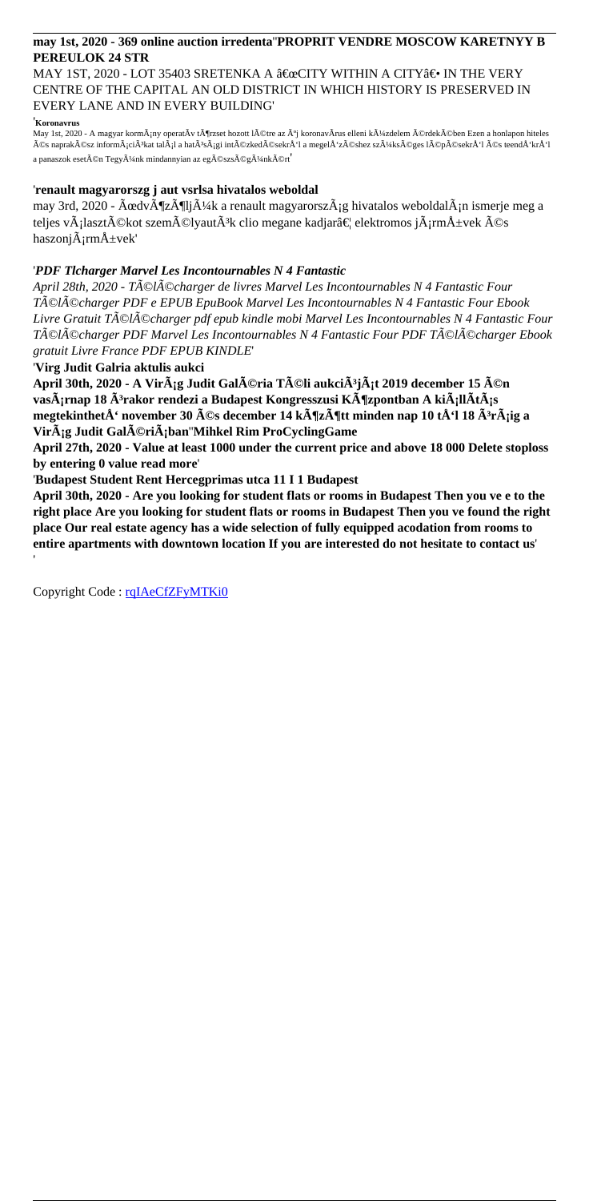**may 1st, 2020 - 369 online auction irredenta''PROPRIT VENDRE MOSCOW KARETNYY B PEREULOK 24 STR**

MAY 1ST, 2020 - LOT 35403 SRETENKA A â€œCITY WITHIN A CITYâ€• IN THE VERY CENTRE OF THE CAPITAL AN OLD DISTRICT IN WHICH HISTORY IS PRESERVED IN EVERY LANE AND IN EVERY BUILDING'

'**Koronavrus**

May 1st, 2020 - A magyar kormÃ¡ny operatÃ­v tÃ¶rzset hozott lÃ©tre az Ãºj koronavÃ­rus elleni kÃ¼zdelem Ã©rdekÃ©ben Ezen a honlapon hiteles Ã©s naprakÃ©sz informÃ¡ciÃ³kat talÃ¡l a hatÃ³sÃ¡gi intÃ©zkedÃ©sekrÅ‘l a megelÅ‘zÃ©shez szÃ¼ksÃ©ges lÃ©pÃ©sekrÅ‘l Ã©s teendÅ‘krÅ‘l a panaszok esetÃ©n TegyÃ¼nk mindannyian az egÃ©szsÃ©gÃ¼nkÃ©rt'

'**renault magyarorszg j aut vsrlsa hivatalos weboldal**

may 3rd, 2020 - ÃœdvÃ¶zÃ¶ljÃ¼k a renault magyarorszÃ¡g hivatalos weboldalÃ¡n ismerje meg a teljes vÃ¡lasztÃ©kot szemÃ©lyautÃ³k clio megane kadjarâ€¦ elektromos jÃ¡rmÅ±vek Ã©s haszonjÃ¡rmÅ±vek'

'***PDF Tlcharger Marvel Les Incontournables N 4 Fantastic***

*April 28th, 2020 - TÃ©lÃ©charger de livres Marvel Les Incontournables N 4 Fantastic Four TÃ©lÃ©charger PDF e EPUB EpuBook Marvel Les Incontournables N 4 Fantastic Four Ebook Livre Gratuit TÃ©lÃ©charger pdf epub kindle mobi Marvel Les Incontournables N 4 Fantastic Four TÃ©lÃ©charger PDF Marvel Les Incontournables N 4 Fantastic Four PDF TÃ©lÃ©charger Ebook gratuit Livre France PDF EPUB KINDLE*'

'**Virg Judit Galria aktulis aukci**

**April 30th, 2020 - A VirÃ¡g Judit GalÃ©ria TÃ©li aukciÃ³jÃ¡t 2019 december 15 Ã©n vasÃ¡rnap 18 Ã³rakor rendezi a Budapest Kongresszusi KÃ¶zpontban A kiÃ¡llÃ­tÃ¡s megtekinthetÅ‘ november 30 Ã©s december 14 kÃ¶zÃ¶tt minden nap 10 tÅ‘l 18 Ã³rÃ¡ig a VirÃ¡g Judit GalÃ©riÃ¡ban''Mihkel Rim ProCyclingGame**

**April 27th, 2020 - Value at least 1000 under the current price and above 18 000 Delete stoploss by entering 0 value read more**'

'**Budapest Student Rent Hercegprimas utca 11 I 1 Budapest**

**April 30th, 2020 - Are you looking for student flats or rooms in Budapest Then you ve e to the right place Are you looking for student flats or rooms in Budapest Then you ve found the right place Our real estate agency has a wide selection of fully equipped acodation from rooms to entire apartments with downtown location If you are interested do not hesitate to contact us**'

'

Copyright Code : rqIAeCfZFyMTKi0